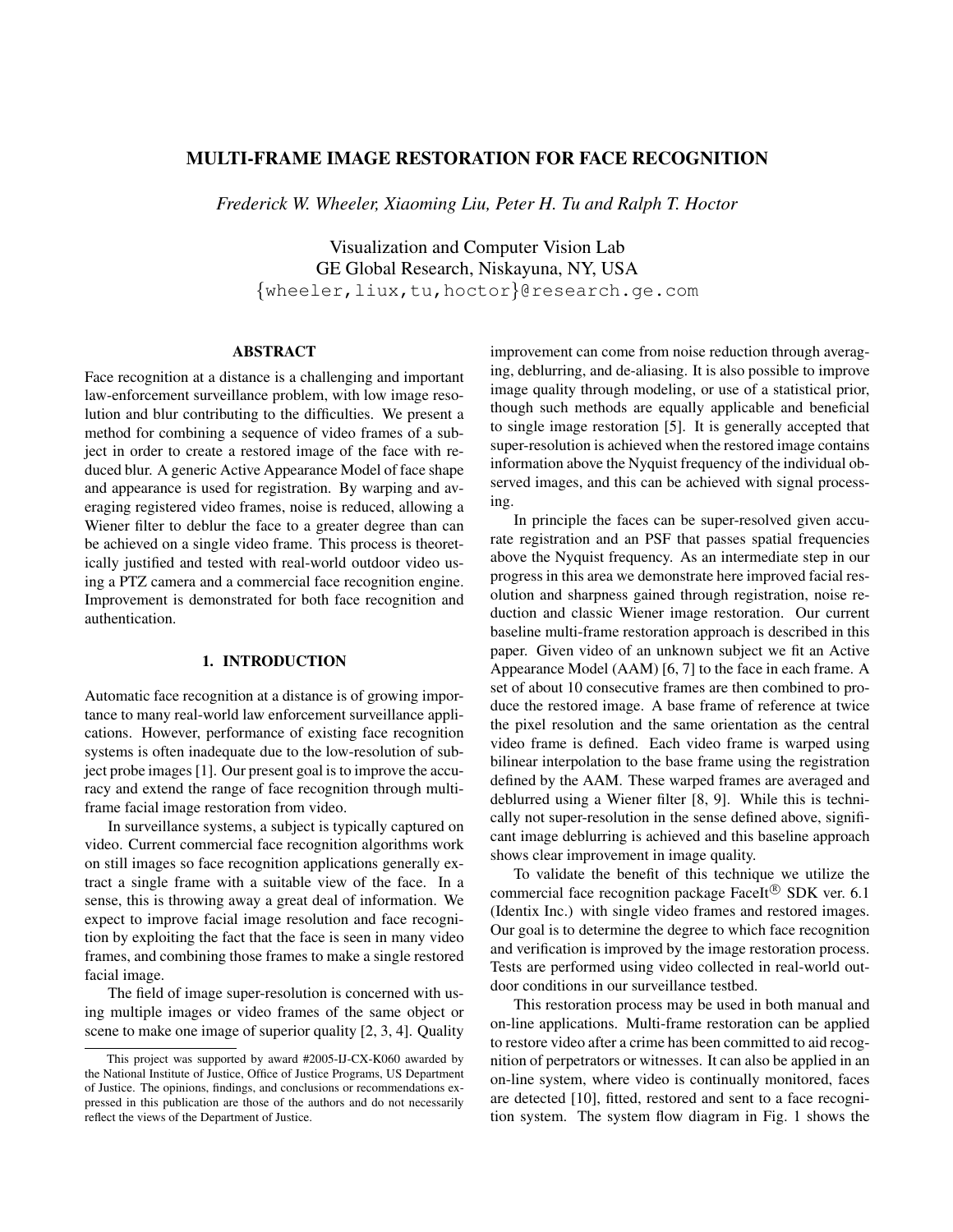# MULTI-FRAME IMAGE RESTORATION FOR FACE RECOGNITION

*Frederick W. Wheeler, Xiaoming Liu, Peter H. Tu and Ralph T. Hoctor*

Visualization and Computer Vision Lab
GE Global Research, Niskayuna, NY, USA
{wheeler,liux,tu,hoctor}@research.ge.com

## ABSTRACT

Face recognition at a distance is a challenging and important law-enforcement surveillance problem, with low image resolution and blur contributing to the difficulties. We present a method for combining a sequence of video frames of a subject in order to create a restored image of the face with reduced blur. A generic Active Appearance Model of face shape and appearance is used for registration. By warping and averaging registered video frames, noise is reduced, allowing a Wiener filter to deblur the face to a greater degree than can be achieved on a single video frame. This process is theoretically justified and tested with real-world outdoor video using a PTZ camera and a commercial face recognition engine. Improvement is demonstrated for both face recognition and authentication.

## 1. INTRODUCTION

Automatic face recognition at a distance is of growing importance to many real-world law enforcement surveillance applications. However, performance of existing face recognition systems is often inadequate due to the low-resolution of subject probe images [1]. Our present goal is to improve the accuracy and extend the range of face recognition through multi-frame facial image restoration from video.

In surveillance systems, a subject is typically captured on video. Current commercial face recognition algorithms work on still images so face recognition applications generally extract a single frame with a suitable view of the face. In a sense, this is throwing away a great deal of information. We expect to improve facial image resolution and face recognition by exploiting the fact that the face is seen in many video frames, and combining those frames to make a single restored facial image.

The field of image super-resolution is concerned with using multiple images or video frames of the same object or scene to make one image of superior quality [2, 3, 4]. Quality improvement can come from noise reduction through averaging, deblurring, and de-aliasing. It is also possible to improve image quality through modeling, or use of a statistical prior, though such methods are equally applicable and beneficial to single image restoration [5]. It is generally accepted that super-resolution is achieved when the restored image contains information above the Nyquist frequency of the individual observed images, and this can be achieved with signal processing.

In principle the faces can be super-resolved given accurate registration and an PSF that passes spatial frequencies above the Nyquist frequency. As an intermediate step in our progress in this area we demonstrate here improved facial resolution and sharpness gained through registration, noise reduction and classic Wiener image restoration. Our current baseline multi-frame restoration approach is described in this paper. Given video of an unknown subject we fit an Active Appearance Model (AAM) [6, 7] to the face in each frame. A set of about 10 consecutive frames are then combined to produce the restored image. A base frame of reference at twice the pixel resolution and the same orientation as the central video frame is defined. Each video frame is warped using bilinear interpolation to the base frame using the registration defined by the AAM. These warped frames are averaged and deblurred using a Wiener filter [8, 9]. While this is technically not super-resolution in the sense defined above, significant image deblurring is achieved and this baseline approach shows clear improvement in image quality.

To validate the benefit of this technique we utilize the commercial face recognition package FaceIt® SDK ver. 6.1 (Identix Inc.) with single video frames and restored images. Our goal is to determine the degree to which face recognition and verification is improved by the image restoration process. Tests are performed using video collected in real-world outdoor conditions in our surveillance testbed.

This restoration process may be used in both manual and on-line applications. Multi-frame restoration can be applied to restore video after a crime has been committed to aid recognition of perpetrators or witnesses. It can also be applied in an on-line system, where video is continually monitored, faces are detected [10], fitted, restored and sent to a face recognition system. The system flow diagram in Fig. 1 shows the

---

This project was supported by award #2005-IJ-CX-K060 awarded by the National Institute of Justice, Office of Justice Programs, US Department of Justice. The opinions, findings, and conclusions or recommendations expressed in this publication are those of the authors and do not necessarily reflect the views of the Department of Justice.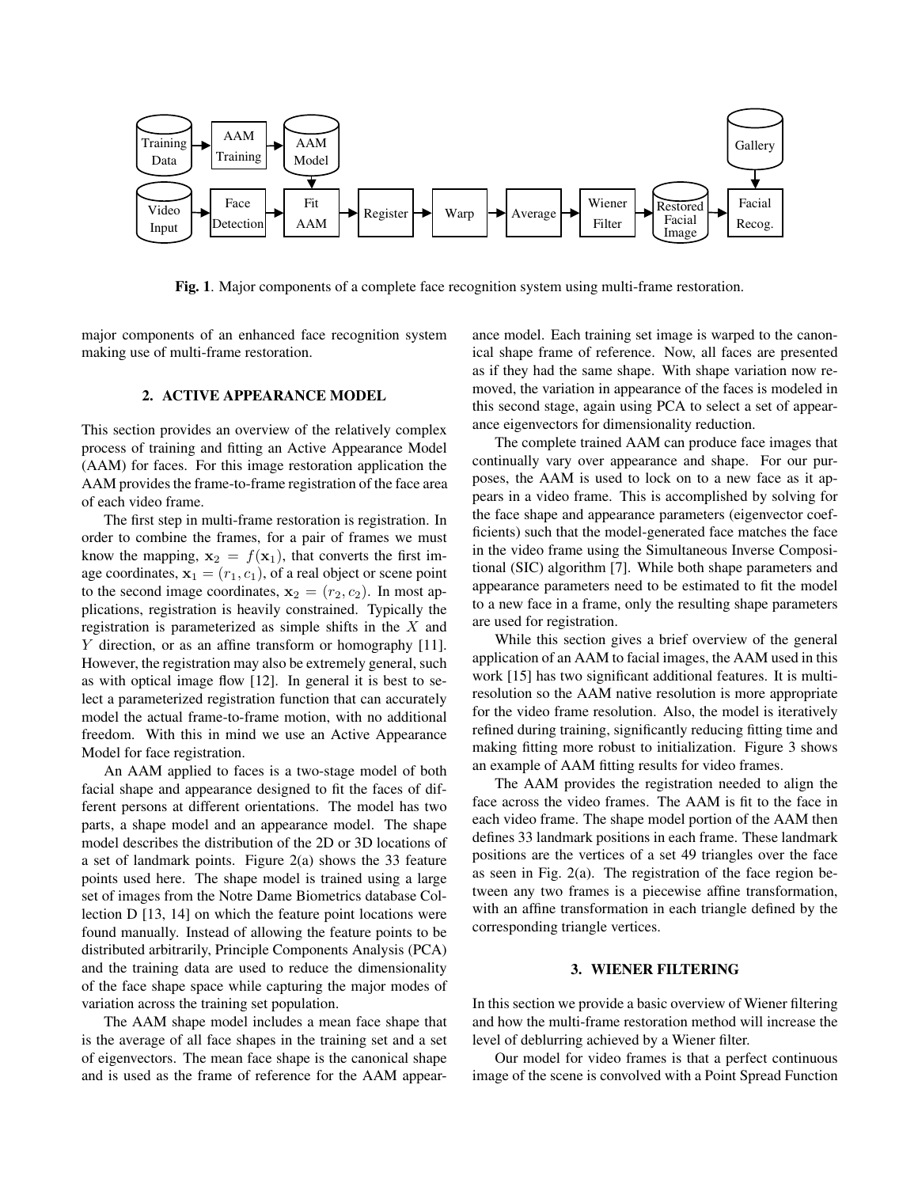Fig. 1. Major components of a complete face recognition system using multi-frame restoration.

major components of an enhanced face recognition system making use of multi-frame restoration.

## 2. ACTIVE APPEARANCE MODEL

This section provides an overview of the relatively complex process of training and fitting an Active Appearance Model (AAM) for faces. For this image restoration application the AAM provides the frame-to-frame registration of the face area of each video frame.

The first step in multi-frame restoration is registration. In order to combine the frames, for a pair of frames we must know the mapping, $\mathbf{x}_2 = f(\mathbf{x}_1)$, that converts the first image coordinates, $\mathbf{x}_1 = (r_1, c_1)$, of a real object or scene point to the second image coordinates, $\mathbf{x}_2 = (r_2, c_2)$. In most applications, registration is heavily constrained. Typically the registration is parameterized as simple shifts in the $X$ and $Y$ direction, or as an affine transform or homography [11]. However, the registration may also be extremely general, such as with optical image flow [12]. In general it is best to select a parameterized registration function that can accurately model the actual frame-to-frame motion, with no additional freedom. With this in mind we use an Active Appearance Model for face registration.

An AAM applied to faces is a two-stage model of both facial shape and appearance designed to fit the faces of different persons at different orientations. The model has two parts, a shape model and an appearance model. The shape model describes the distribution of the 2D or 3D locations of a set of landmark points. Figure 2(a) shows the 33 feature points used here. The shape model is trained using a large set of images from the Notre Dame Biometrics database Collection D [13, 14] on which the feature point locations were found manually. Instead of allowing the feature points to be distributed arbitrarily, Principle Components Analysis (PCA) and the training data are used to reduce the dimensionality of the face shape space while capturing the major modes of variation across the training set population.

The AAM shape model includes a mean face shape that is the average of all face shapes in the training set and a set of eigenvectors. The mean face shape is the canonical shape and is used as the frame of reference for the AAM appearance model. Each training set image is warped to the canonical shape frame of reference. Now, all faces are presented as if they had the same shape. With shape variation now removed, the variation in appearance of the faces is modeled in this second stage, again using PCA to select a set of appearance eigenvectors for dimensionality reduction.

The complete trained AAM can produce face images that continually vary over appearance and shape. For our purposes, the AAM is used to lock on to a new face as it appears in a video frame. This is accomplished by solving for the face shape and appearance parameters (eigenvector coefficients) such that the model-generated face matches the face in the video frame using the Simultaneous Inverse Compositional (SIC) algorithm [7]. While both shape parameters and appearance parameters need to be estimated to fit the model to a new face in a frame, only the resulting shape parameters are used for registration.

While this section gives a brief overview of the general application of an AAM to facial images, the AAM used in this work [15] has two significant additional features. It is multi-resolution so the AAM native resolution is more appropriate for the video frame resolution. Also, the model is iteratively refined during training, significantly reducing fitting time and making fitting more robust to initialization. Figure 3 shows an example of AAM fitting results for video frames.

The AAM provides the registration needed to align the face across the video frames. The AAM is fit to the face in each video frame. The shape model portion of the AAM then defines 33 landmark positions in each frame. These landmark positions are the vertices of a set 49 triangles over the face as seen in Fig. 2(a). The registration of the face region between any two frames is a piecewise affine transformation, with an affine transformation in each triangle defined by the corresponding triangle vertices.

## 3. WIENER FILTERING

In this section we provide a basic overview of Wiener filtering and how the multi-frame restoration method will increase the level of deblurring achieved by a Wiener filter.

Our model for video frames is that a perfect continuous image of the scene is convolved with a Point Spread Function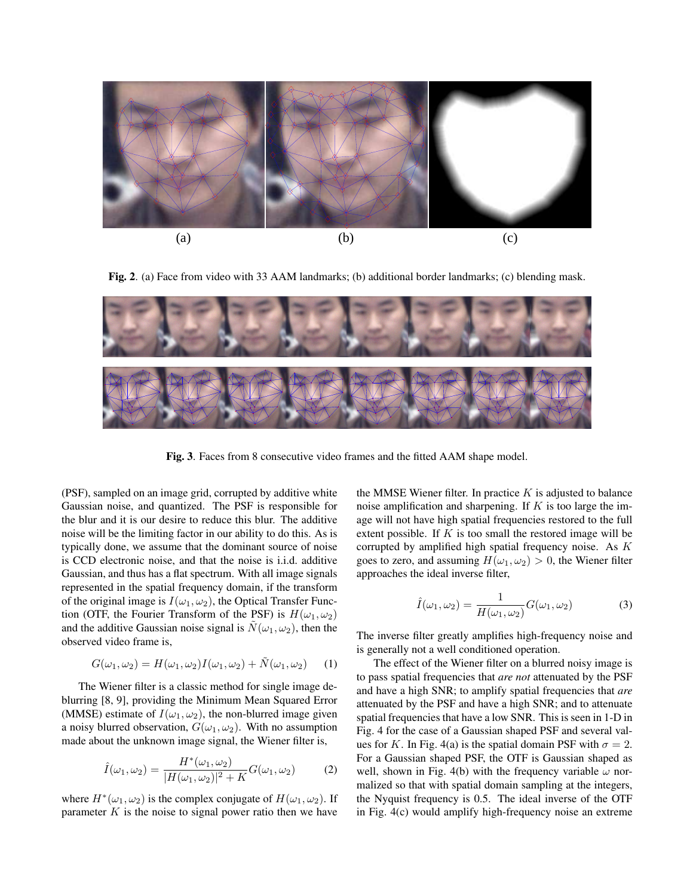(a) (b) (c)

**Fig. 2**. (a) Face from video with 33 AAM landmarks; (b) additional border landmarks; (c) blending mask.

**Fig. 3**. Faces from 8 consecutive video frames and the fitted AAM shape model.

(PSF), sampled on an image grid, corrupted by additive white Gaussian noise, and quantized. The PSF is responsible for the blur and it is our desire to reduce this blur. The additive noise will be the limiting factor in our ability to do this. As is typically done, we assume that the dominant source of noise is CCD electronic noise, and that the noise is i.i.d. additive Gaussian, and thus has a flat spectrum. With all image signals represented in the spatial frequency domain, if the transform of the original image is $I(\omega_1, \omega_2)$, the Optical Transfer Function (OTF, the Fourier Transform of the PSF) is $H(\omega_1, \omega_2)$ and the additive Gaussian noise signal is $\tilde{N}(\omega_1, \omega_2)$, then the observed video frame is,

$$G(\omega_1, \omega_2) = H(\omega_1, \omega_2)I(\omega_1, \omega_2) + \tilde{N}(\omega_1, \omega_2) \quad (1)$$

The Wiener filter is a classic method for single image deblurring [8, 9], providing the Minimum Mean Squared Error (MMSE) estimate of $I(\omega_1, \omega_2)$, the non-blurred image given a noisy blurred observation, $G(\omega_1, \omega_2)$. With no assumption made about the unknown image signal, the Wiener filter is,

$$\hat{I}(\omega_1, \omega_2) = \frac{H^*(\omega_1, \omega_2)}{|H(\omega_1, \omega_2)|^2 + K} G(\omega_1, \omega_2) \quad (2)$$

where $H^*(\omega_1, \omega_2)$ is the complex conjugate of $H(\omega_1, \omega_2)$. If parameter $K$ is the noise to signal power ratio then we have the MMSE Wiener filter. In practice $K$ is adjusted to balance noise amplification and sharpening. If $K$ is too large the image will not have high spatial frequencies restored to the full extent possible. If $K$ is too small the restored image will be corrupted by amplified high spatial frequency noise. As $K$ goes to zero, and assuming $H(\omega_1, \omega_2) > 0$, the Wiener filter approaches the ideal inverse filter,

$$\hat{I}(\omega_1, \omega_2) = \frac{1}{H(\omega_1, \omega_2)} G(\omega_1, \omega_2) \quad (3)$$

The inverse filter greatly amplifies high-frequency noise and is generally not a well conditioned operation.

The effect of the Wiener filter on a blurred noisy image is to pass spatial frequencies that *are not* attenuated by the PSF and have a high SNR; to amplify spatial frequencies that *are* attenuated by the PSF and have a high SNR; and to attenuate spatial frequencies that have a low SNR. This is seen in 1-D in Fig. 4 for the case of a Gaussian shaped PSF and several values for $K$. In Fig. 4(a) is the spatial domain PSF with $\sigma = 2$. For a Gaussian shaped PSF, the OTF is Gaussian shaped as well, shown in Fig. 4(b) with the frequency variable $\omega$ normalized so that with spatial domain sampling at the integers, the Nyquist frequency is 0.5. The ideal inverse of the OTF in Fig. 4(c) would amplify high-frequency noise an extreme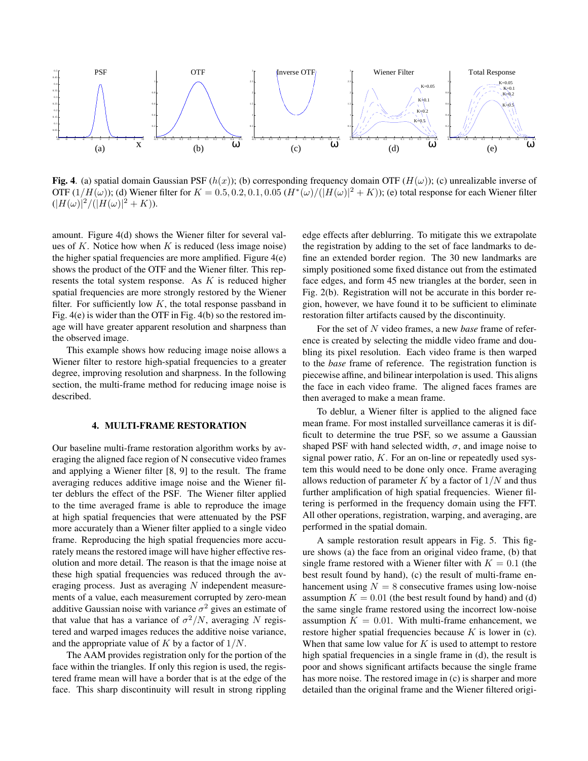**Fig. 4**. (a) spatial domain Gaussian PSF ($h(x)$); (b) corresponding frequency domain OTF ($H(\omega)$); (c) unrealizable inverse of OTF ($1/H(\omega)$); (d) Wiener filter for $K = 0.5, 0.2, 0.1, 0.05$ ($H^*(\omega)/(|H(\omega)|^2 + K)$); (e) total response for each Wiener filter ($|H(\omega)|^2/(|H(\omega)|^2 + K)$).

amount. Figure 4(d) shows the Wiener filter for several values of $K$. Notice how when $K$ is reduced (less image noise) the higher spatial frequencies are more amplified. Figure 4(e) shows the product of the OTF and the Wiener filter. This represents the total system response. As $K$ is reduced higher spatial frequencies are more strongly restored by the Wiener filter. For sufficiently low $K$, the total response passband in Fig. 4(e) is wider than the OTF in Fig. 4(b) so the restored image will have greater apparent resolution and sharpness than the observed image.

This example shows how reducing image noise allows a Wiener filter to restore high-spatial frequencies to a greater degree, improving resolution and sharpness. In the following section, the multi-frame method for reducing image noise is described.

## 4. MULTI-FRAME RESTORATION

Our baseline multi-frame restoration algorithm works by averaging the aligned face region of N consecutive video frames and applying a Wiener filter [8, 9] to the result. The frame averaging reduces additive image noise and the Wiener filter deblurs the effect of the PSF. The Wiener filter applied to the time averaged frame is able to reproduce the image at high spatial frequencies that were attenuated by the PSF more accurately than a Wiener filter applied to a single video frame. Reproducing the high spatial frequencies more accurately means the restored image will have higher effective resolution and more detail. The reason is that the image noise at these high spatial frequencies was reduced through the averaging process. Just as averaging $N$ independent measurements of a value, each measurement corrupted by zero-mean additive Gaussian noise with variance $\sigma^2$ gives an estimate of that value that has a variance of $\sigma^2/N$, averaging $N$ registered and warped images reduces the additive noise variance, and the appropriate value of $K$ by a factor of $1/N$.

The AAM provides registration only for the portion of the face within the triangles. If only this region is used, the registered frame mean will have a border that is at the edge of the face. This sharp discontinuity will result in strong rippling edge effects after deblurring. To mitigate this we extrapolate the registration by adding to the set of face landmarks to define an extended border region. The 30 new landmarks are simply positioned some fixed distance out from the estimated face edges, and form 45 new triangles at the border, seen in Fig. 2(b). Registration will not be accurate in this border region, however, we have found it to be sufficient to eliminate restoration filter artifacts caused by the discontinuity.

For the set of $N$ video frames, a new *base* frame of reference is created by selecting the middle video frame and doubling its pixel resolution. Each video frame is then warped to the *base* frame of reference. The registration function is piecewise affine, and bilinear interpolation is used. This aligns the face in each video frame. The aligned faces frames are then averaged to make a mean frame.

To deblur, a Wiener filter is applied to the aligned face mean frame. For most installed surveillance cameras it is difficult to determine the true PSF, so we assume a Gaussian shaped PSF with hand selected width, $\sigma$, and image noise to signal power ratio, $K$. For an on-line or repeatedly used system this would need to be done only once. Frame averaging allows reduction of parameter $K$ by a factor of $1/N$ and thus further amplification of high spatial frequencies. Wiener filtering is performed in the frequency domain using the FFT. All other operations, registration, warping, and averaging, are performed in the spatial domain.

A sample restoration result appears in Fig. 5. This figure shows (a) the face from an original video frame, (b) that single frame restored with a Wiener filter with $K = 0.1$ (the best result found by hand), (c) the result of multi-frame enhancement using $N = 8$ consecutive frames using low-noise assumption $K = 0.01$ (the best result found by hand) and (d) the same single frame restored using the incorrect low-noise assumption $K = 0.01$. With multi-frame enhancement, we restore higher spatial frequencies because $K$ is lower in (c). When that same low value for $K$ is used to attempt to restore high spatial frequencies in a single frame in (d), the result is poor and shows significant artifacts because the single frame has more noise. The restored image in (c) is sharper and more detailed than the original frame and the Wiener filtered origi-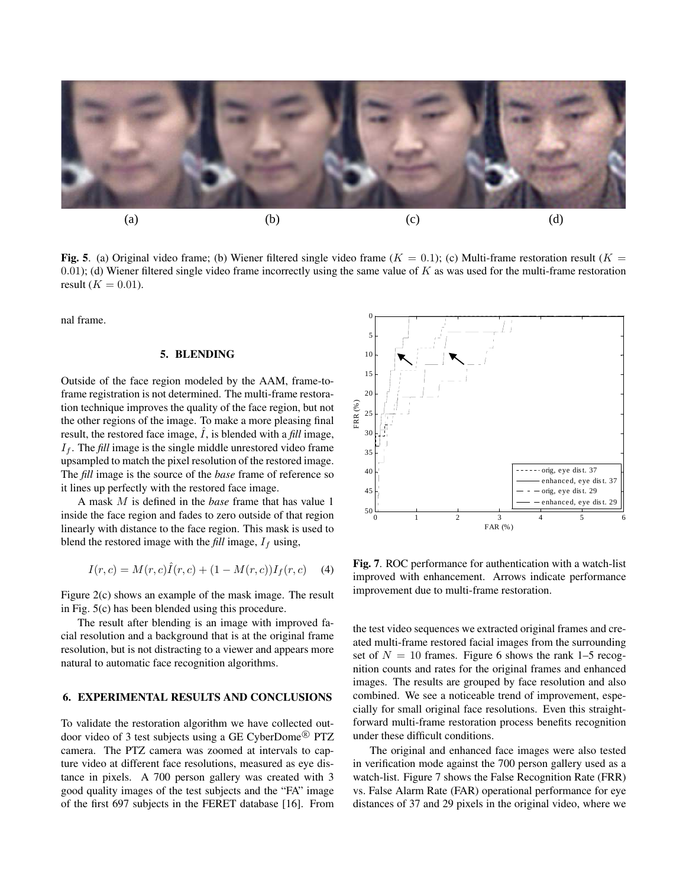(a) (b) (c) (d)

**Fig. 5**. (a) Original video frame; (b) Wiener filtered single video frame ($K = 0.1$); (c) Multi-frame restoration result ($K = 0.01$); (d) Wiener filtered single video frame incorrectly using the same value of $K$ as was used for the multi-frame restoration result ($K = 0.01$).

nal frame.

## 5. BLENDING

Outside of the face region modeled by the AAM, frame-to-frame registration is not determined. The multi-frame restoration technique improves the quality of the face region, but not the other regions of the image. To make a more pleasing final result, the restored face image, $\hat{I}$, is blended with a *fill* image, $I_f$. The *fill* image is the single middle unrestored video frame upsampled to match the pixel resolution of the restored image. The *fill* image is the source of the *base* frame of reference so it lines up perfectly with the restored face image.

A mask $M$ is defined in the *base* frame that has value 1 inside the face region and fades to zero outside of that region linearly with distance to the face region. This mask is used to blend the restored image with the *fill* image, $I_f$ using,

$$I(r, c) = M(r, c)\hat{I}(r, c) + (1 - M(r, c))I_f(r, c) \quad (4)$$

Figure 2(c) shows an example of the mask image. The result in Fig. 5(c) has been blended using this procedure.

The result after blending is an image with improved facial resolution and a background that is at the original frame resolution, but is not distracting to a viewer and appears more natural to automatic face recognition algorithms.

## 6. EXPERIMENTAL RESULTS AND CONCLUSIONS

To validate the restoration algorithm we have collected outdoor video of 3 test subjects using a GE CyberDome® PTZ camera. The PTZ camera was zoomed at intervals to capture video at different face resolutions, measured as eye distance in pixels. A 700 person gallery was created with 3 good quality images of the test subjects and the "FA" image of the first 697 subjects in the FERET database [16]. From the test video sequences we extracted original frames and created multi-frame restored facial images from the surrounding set of $N = 10$ frames. Figure 6 shows the rank 1–5 recognition counts and rates for the original frames and enhanced images. The results are grouped by face resolution and also combined. We see a noticeable trend of improvement, especially for small original face resolutions. Even this straightforward multi-frame restoration process benefits recognition under these difficult conditions.

**Fig. 7**. ROC performance for authentication with a watch-list improved with enhancement. Arrows indicate performance improvement due to multi-frame restoration.

The original and enhanced face images were also tested in verification mode against the 700 person gallery used as a watch-list. Figure 7 shows the False Recognition Rate (FRR) vs. False Alarm Rate (FAR) operational performance for eye distances of 37 and 29 pixels in the original video, where we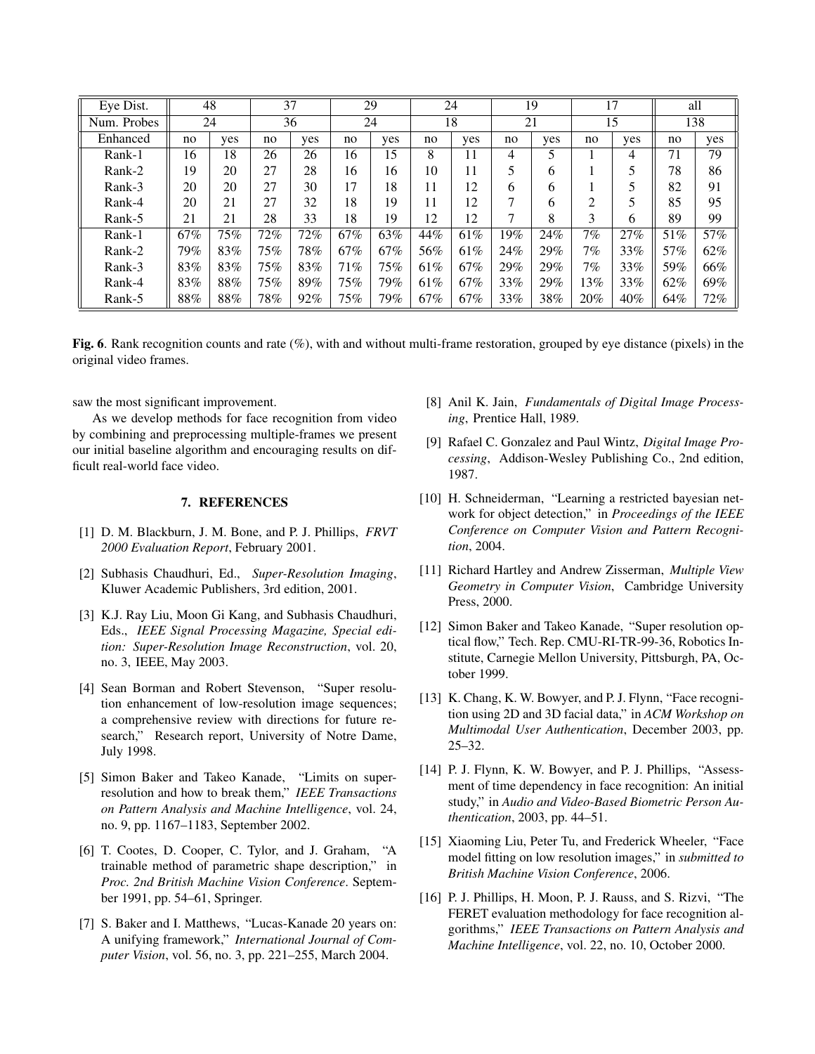| Eye Dist. | 48 | | 37 | | 29 | | 24 | | 19 | | 17 | | all | |
|---|---|---|---|---|---|---|---|---|---|---|---|---|---|---|
| Num. Probes | 24 | | 36 | | 24 | | 18 | | 21 | | 15 | | 138 | |
| Enhanced | no | yes | no | yes | no | yes | no | yes | no | yes | no | yes | no | yes |
| Rank-1 | 16 | 18 | 26 | 26 | 16 | 15 | 8 | 11 | 4 | 5 | 1 | 4 | 71 | 79 |
| Rank-2 | 19 | 20 | 27 | 28 | 16 | 16 | 10 | 11 | 5 | 6 | 1 | 5 | 78 | 86 |
| Rank-3 | 20 | 20 | 27 | 30 | 17 | 18 | 11 | 12 | 6 | 6 | 1 | 5 | 82 | 91 |
| Rank-4 | 20 | 21 | 27 | 32 | 18 | 19 | 11 | 12 | 7 | 6 | 2 | 5 | 85 | 95 |
| Rank-5 | 21 | 21 | 28 | 33 | 18 | 19 | 12 | 12 | 7 | 8 | 3 | 6 | 89 | 99 |
| Rank-1 | 67% | 75% | 72% | 72% | 67% | 63% | 44% | 61% | 19% | 24% | 7% | 27% | 51% | 57% |
| Rank-2 | 79% | 83% | 75% | 78% | 67% | 67% | 56% | 61% | 24% | 29% | 7% | 33% | 57% | 62% |
| Rank-3 | 83% | 83% | 75% | 83% | 71% | 75% | 61% | 67% | 29% | 29% | 7% | 33% | 59% | 66% |
| Rank-4 | 83% | 88% | 75% | 89% | 75% | 79% | 61% | 67% | 33% | 29% | 13% | 33% | 62% | 69% |
| Rank-5 | 88% | 88% | 78% | 92% | 75% | 79% | 67% | 67% | 33% | 38% | 20% | 40% | 64% | 72% |

**Fig. 6**. Rank recognition counts and rate (%), with and without multi-frame restoration, grouped by eye distance (pixels) in the original video frames.

saw the most significant improvement.

As we develop methods for face recognition from video by combining and preprocessing multiple-frames we present our initial baseline algorithm and encouraging results on difficult real-world face video.

## 7. REFERENCES

[1] D. M. Blackburn, J. M. Bone, and P. J. Phillips, *FRVT 2000 Evaluation Report*, February 2001.

[2] Subhasis Chaudhuri, Ed., *Super-Resolution Imaging*, Kluwer Academic Publishers, 3rd edition, 2001.

[3] K.J. Ray Liu, Moon Gi Kang, and Subhasis Chaudhuri, Eds., *IEEE Signal Processing Magazine, Special edition: Super-Resolution Image Reconstruction*, vol. 20, no. 3, IEEE, May 2003.

[4] Sean Borman and Robert Stevenson, "Super resolution enhancement of low-resolution image sequences; a comprehensive review with directions for future research," Research report, University of Notre Dame, July 1998.

[5] Simon Baker and Takeo Kanade, "Limits on super-resolution and how to break them," *IEEE Transactions on Pattern Analysis and Machine Intelligence*, vol. 24, no. 9, pp. 1167–1183, September 2002.

[6] T. Cootes, D. Cooper, C. Tylor, and J. Graham, "A trainable method of parametric shape description," in *Proc. 2nd British Machine Vision Conference*. September 1991, pp. 54–61, Springer.

[7] S. Baker and I. Matthews, "Lucas-Kanade 20 years on: A unifying framework," *International Journal of Computer Vision*, vol. 56, no. 3, pp. 221–255, March 2004.

[8] Anil K. Jain, *Fundamentals of Digital Image Processing*, Prentice Hall, 1989.

[9] Rafael C. Gonzalez and Paul Wintz, *Digital Image Processing*, Addison-Wesley Publishing Co., 2nd edition, 1987.

[10] H. Schneiderman, "Learning a restricted bayesian network for object detection," in *Proceedings of the IEEE Conference on Computer Vision and Pattern Recognition*, 2004.

[11] Richard Hartley and Andrew Zisserman, *Multiple View Geometry in Computer Vision*, Cambridge University Press, 2000.

[12] Simon Baker and Takeo Kanade, "Super resolution optical flow," Tech. Rep. CMU-RI-TR-99-36, Robotics Institute, Carnegie Mellon University, Pittsburgh, PA, October 1999.

[13] K. Chang, K. W. Bowyer, and P. J. Flynn, "Face recognition using 2D and 3D facial data," in *ACM Workshop on Multimodal User Authentication*, December 2003, pp. 25–32.

[14] P. J. Flynn, K. W. Bowyer, and P. J. Phillips, "Assessment of time dependency in face recognition: An initial study," in *Audio and Video-Based Biometric Person Authentication*, 2003, pp. 44–51.

[15] Xiaoming Liu, Peter Tu, and Frederick Wheeler, "Face model fitting on low resolution images," in *submitted to British Machine Vision Conference*, 2006.

[16] P. J. Phillips, H. Moon, P. J. Rauss, and S. Rizvi, "The FERET evaluation methodology for face recognition algorithms," *IEEE Transactions on Pattern Analysis and Machine Intelligence*, vol. 22, no. 10, October 2000.